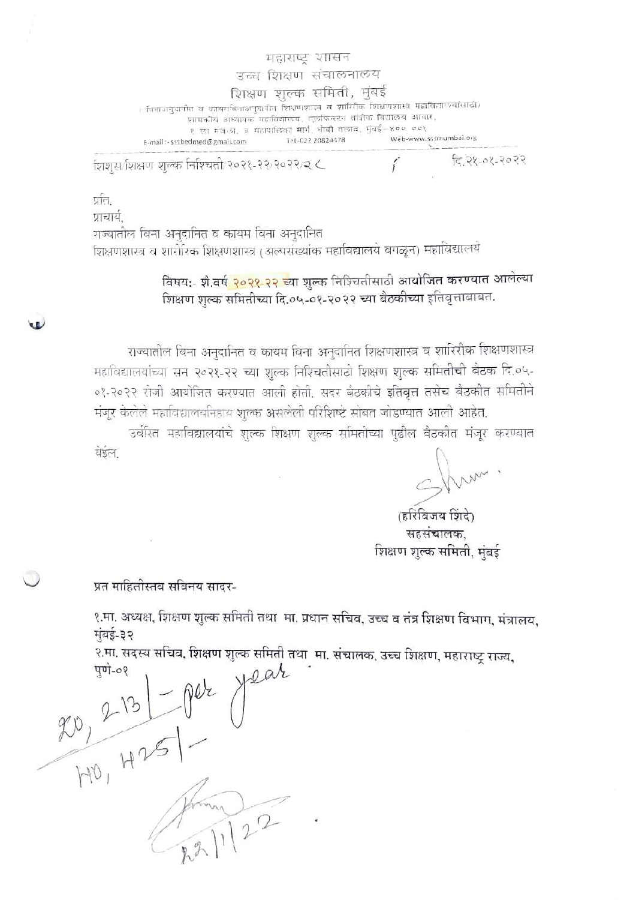महाराष्ट्र शासन

उच्च शिक्षण संचालनालय

शिक्षण शुल्क समिती, मुंबई

(विनाअनुदानित व कायमविनाअनुदानित शिक्षणशास्त्र व शारीरिक शिक्षणशास्त्र महाविद्यालयांसाठी)

शासकीय अध्यापक महाविद्यालय, एलफिन्स्टन तांत्रिक विद्यालय आवार,

१ ला मजला, ३ महापालिका मार्ग, धोबी तलाव, मुंबई-४०० ००१

E-mail :- sssbedmed@gmail.com Tel-022 20824178 Web-www.sssmumbai.org

शिशुस/शिक्षण शुल्क निश्चिती/२०२१-२२/२०२२/२८ दि.२१-०१-२०२२

प्रति,
प्राचार्य,
राज्यातील विना अनुदानित व कायम विना अनुदानित
शिक्षणशास्त्र व शारीरिक शिक्षणशास्त्र (अल्पसंख्यांक महाविद्यालये वगळून) महाविद्यालये

**विषय:- शै.वर्ष २०२१-२२ च्या शुल्क निश्चितीसाठी आयोजित करण्यात आलेल्या शिक्षण शुल्क समितीच्या दि.०५-०१-२०२२ च्या बैठकीच्या इतिवृत्ताबाबत.**

राज्यातील विना अनुदानित व कायम विना अनुदानित शिक्षणशास्त्र व शारिरीक शिक्षणशास्त्र महाविद्यालयांच्या सन २०२१-२२ च्या शुल्क निश्चितीसाठी शिक्षण शुल्क समितीची बैठक दि.०५-०१-२०२२ रोजी आयोजित करण्यात आली होती. सदर बैठकीचे इतिवृत्त तसेच बैठकीत समितीने मंजूर केलेले महाविद्यालयनिहाय शुल्क असलेली परिशिष्टे सोबत जोडण्यात आली आहेत.

उर्वरित महाविद्यालयांचे शुल्क शिक्षण शुल्क समितीच्या पुढील बैठकीत मंजूर करण्यात येईल.

(हरिविजय शिंदे)
सहसंचालक,
शिक्षण शुल्क समिती, मुंबई

**प्रत माहितीस्तव सविनय सादर-**

१.मा. अध्यक्ष, शिक्षण शुल्क समिती तथा मा. प्रधान सचिव, उच्च व तंत्र शिक्षण विभाग, मंत्रालय, मुंबई-३२

२.मा. सदस्य सचिव, शिक्षण शुल्क समिती तथा मा. संचालक, उच्च शिक्षण, महाराष्ट्र राज्य, पुणे-०१

20, 213/- per year
40, 425/-

22/1/22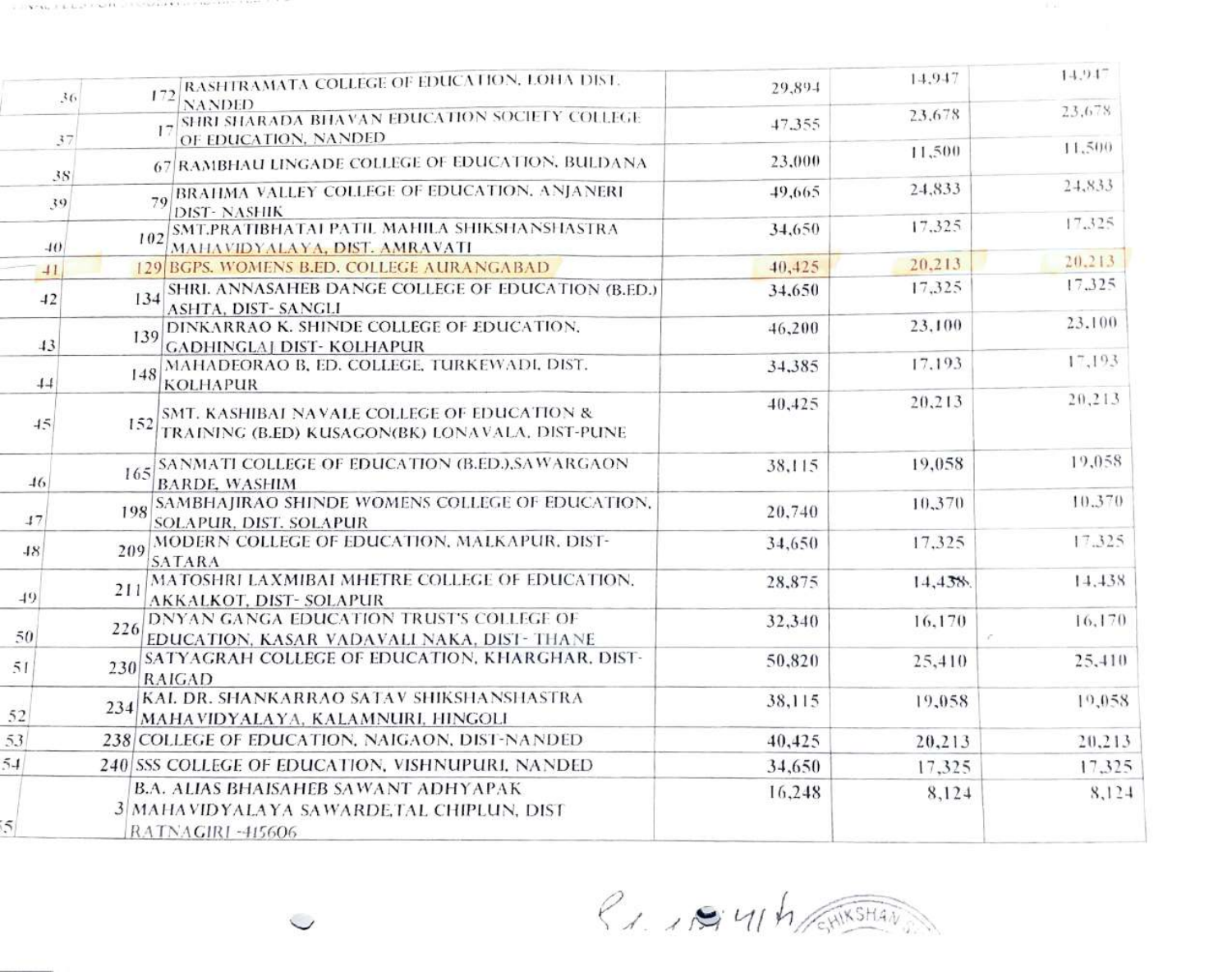| | | | | | |
|---|---|---|---|---|---|
| 36 | 172 | RASHTRAMATA COLLEGE OF EDUCATION, LOHA DIST. NANDED | 29,894 | 14,947 | 14,947 |
| 37 | 17 | SHRI SHARADA BHAVAN EDUCATION SOCIETY COLLEGE OF EDUCATION, NANDED | 47,355 | 23,678 | 23,678 |
| 38 | 67 | RAMBHAU LINGADE COLLEGE OF EDUCATION, BULDANA | 23,000 | 11,500 | 11,500 |
| 39 | 79 | BRAHMA VALLEY COLLEGE OF EDUCATION, ANJANERI DIST- NASHIK | 49,665 | 24,833 | 24,833 |
| 40 | 102 | SMT.PRATIBHATAI PATIL MAHILA SHIKSHANSHASTRA MAHAVIDYALAYA, DIST. AMRAVATI | 34,650 | 17,325 | 17,325 |
| 41 | 129 | BGPS. WOMENS B.ED. COLLEGE AURANGABAD | 40,425 | 20,213 | 20,213 |
| 42 | 134 | SHRI. ANNASAHEB DANGE COLLEGE OF EDUCATION (B.ED.) ASHTA, DIST- SANGLI | 34,650 | 17,325 | 17,325 |
| 43 | 139 | DINKARRAO K. SHINDE COLLEGE OF EDUCATION, GADHINGLAJ DIST- KOLHAPUR | 46,200 | 23,100 | 23,100 |
| 44 | 148 | MAHADEORAO B. ED. COLLEGE, TURKEWADI, DIST. KOLHAPUR | 34,385 | 17,193 | 17,193 |
| 45 | 152 | SMT. KASHIBAI NAVALE COLLEGE OF EDUCATION & TRAINING (B.ED) KUSAGON(BK) LONAVALA, DIST-PUNE | 40,425 | 20,213 | 20,213 |
| 46 | 165 | SANMATI COLLEGE OF EDUCATION (B.ED.),SAWARGAON BARDE, WASHIM | 38,115 | 19,058 | 19,058 |
| 47 | 198 | SAMBHAJIRAO SHINDE WOMENS COLLEGE OF EDUCATION, SOLAPUR, DIST. SOLAPUR | 20,740 | 10,370 | 10,370 |
| 48 | 209 | MODERN COLLEGE OF EDUCATION, MALKAPUR, DIST-SATARA | 34,650 | 17,325 | 17,325 |
| 49 | 211 | MATOSHRI LAXMIBAI MHETRE COLLEGE OF EDUCATION, AKKALKOT, DIST- SOLAPUR | 28,875 | 14,438 | 14,438 |
| 50 | 226 | DNYAN GANGA EDUCATION TRUST'S COLLEGE OF EDUCATION, KASAR VADAVALI NAKA, DIST- THANE | 32,340 | 16,170 | 16,170 |
| 51 | 230 | SATYAGRAH COLLEGE OF EDUCATION, KHARGHAR, DIST-RAIGAD | 50,820 | 25,410 | 25,410 |
| 52 | 234 | KAI. DR. SHANKARRAO SATAV SHIKSHANSHASTRA MAHAVIDYALAYA, KALAMNURI, HINGOLI | 38,115 | 19,058 | 19,058 |
| 53 | 238 | COLLEGE OF EDUCATION, NAIGAON, DIST-NANDED | 40,425 | 20,213 | 20,213 |
| 54 | 240 | SSS COLLEGE OF EDUCATION, VISHNUPURI, NANDED | 34,650 | 17,325 | 17,325 |
| 55 | 3 | B.A. ALIAS BHAISAHEB SAWANT ADHYAPAK MAHAVIDYALAYA SAWARDE,TAL CHIPLUN, DIST RATNAGIRI -415606 | 16,248 | 8,124 | 8,124 |